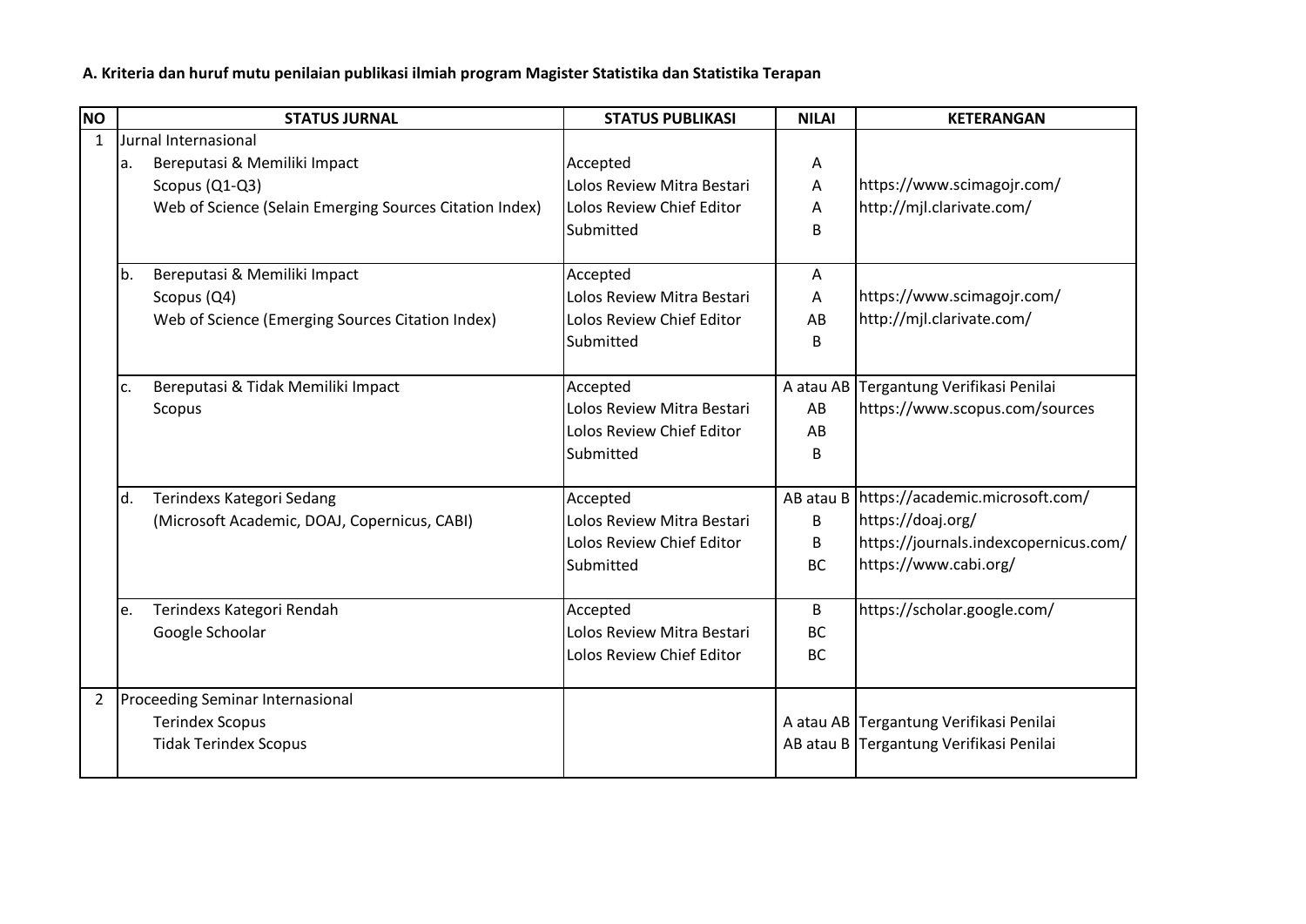**A. Kriteria dan huruf mutu penilaian publikasi ilmiah program Magister Statistika dan Statistika Terapan**

| NO | STATUS JURNAL | STATUS PUBLIKASI | NILAI | KETERANGAN |
|---|---|---|---|---|
| 1 | Jurnal Internasional | | | |
| | a. Bereputasi & Memiliki Impact | Accepted | A | |
| | Scopus (Q1-Q3) | Lolos Review Mitra Bestari | A | https://www.scimagojr.com/ |
| | Web of Science (Selain Emerging Sources Citation Index) | Lolos Review Chief Editor | A | http://mjl.clarivate.com/ |
| | | Submitted | B | |
| | b. Bereputasi & Memiliki Impact | Accepted | A | |
| | Scopus (Q4) | Lolos Review Mitra Bestari | A | https://www.scimagojr.com/ |
| | Web of Science (Emerging Sources Citation Index) | Lolos Review Chief Editor | AB | http://mjl.clarivate.com/ |
| | | Submitted | B | |
| | c. Bereputasi & Tidak Memiliki Impact | Accepted | A atau AB | Tergantung Verifikasi Penilai |
| | Scopus | Lolos Review Mitra Bestari | AB | https://www.scopus.com/sources |
| | | Lolos Review Chief Editor | AB | |
| | | Submitted | B | |
| | d. Terindexs Kategori Sedang | Accepted | AB atau B | https://academic.microsoft.com/ |
| | (Microsoft Academic, DOAJ, Copernicus, CABI) | Lolos Review Mitra Bestari | B | https://doaj.org/ |
| | | Lolos Review Chief Editor | B | https://journals.indexcopernicus.com/ |
| | | Submitted | BC | https://www.cabi.org/ |
| | e. Terindexs Kategori Rendah | Accepted | B | https://scholar.google.com/ |
| | Google Schoolar | Lolos Review Mitra Bestari | BC | |
| | | Lolos Review Chief Editor | BC | |
| 2 | Proceeding Seminar Internasional | | | |
| | Terindex Scopus | | A atau AB | Tergantung Verifikasi Penilai |
| | Tidak Terindex Scopus | | AB atau B | Tergantung Verifikasi Penilai |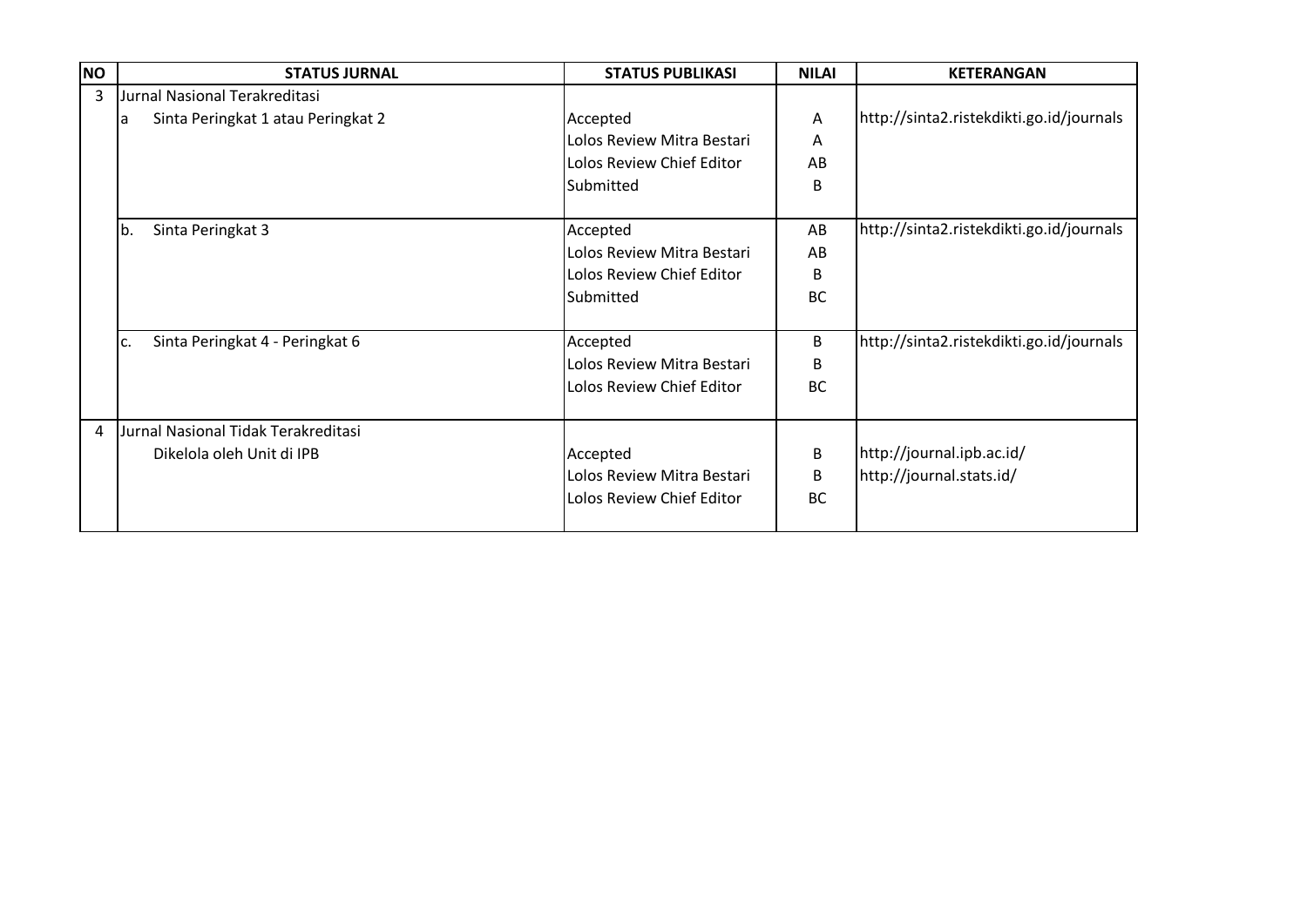| NO | STATUS JURNAL | STATUS PUBLIKASI | NILAI | KETERANGAN |
|---|---|---|---|---|
| 3 | Jurnal Nasional Terakreditasi | | | |
| | a Sinta Peringkat 1 atau Peringkat 2 | Accepted | A | http://sinta2.ristekdikti.go.id/journals |
| | | Lolos Review Mitra Bestari | A | |
| | | Lolos Review Chief Editor | AB | |
| | | Submitted | B | |
| | b. Sinta Peringkat 3 | Accepted | AB | http://sinta2.ristekdikti.go.id/journals |
| | | Lolos Review Mitra Bestari | AB | |
| | | Lolos Review Chief Editor | B | |
| | | Submitted | BC | |
| | c. Sinta Peringkat 4 - Peringkat 6 | Accepted | B | http://sinta2.ristekdikti.go.id/journals |
| | | Lolos Review Mitra Bestari | B | |
| | | Lolos Review Chief Editor | BC | |
| 4 | Jurnal Nasional Tidak Terakreditasi | | | |
| | Dikelola oleh Unit di IPB | Accepted | B | http://journal.ipb.ac.id/ |
| | | Lolos Review Mitra Bestari | B | http://journal.stats.id/ |
| | | Lolos Review Chief Editor | BC | |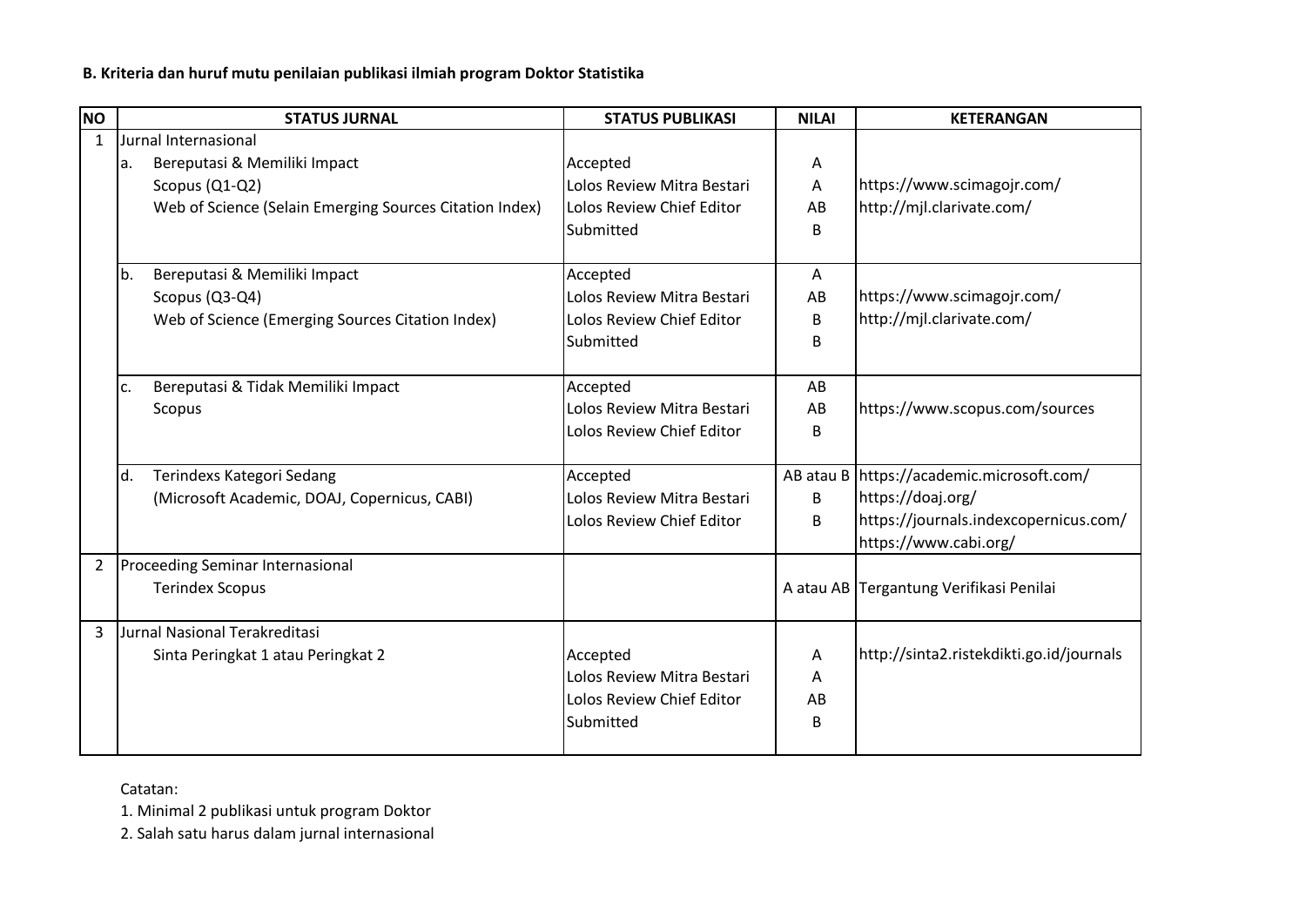**B. Kriteria dan huruf mutu penilaian publikasi ilmiah program Doktor Statistika**

| NO | STATUS JURNAL | STATUS PUBLIKASI | NILAI | KETERANGAN |
|---|---|---|---|---|
| 1 | Jurnal Internasional | | | |
| | a. Bereputasi & Memiliki Impact | Accepted | A | |
| | Scopus (Q1-Q2) | Lolos Review Mitra Bestari | A | https://www.scimagojr.com/ |
| | Web of Science (Selain Emerging Sources Citation Index) | Lolos Review Chief Editor | AB | http://mjl.clarivate.com/ |
| | | Submitted | B | |
| | b. Bereputasi & Memiliki Impact | Accepted | A | |
| | Scopus (Q3-Q4) | Lolos Review Mitra Bestari | AB | https://www.scimagojr.com/ |
| | Web of Science (Emerging Sources Citation Index) | Lolos Review Chief Editor | B | http://mjl.clarivate.com/ |
| | | Submitted | B | |
| | c. Bereputasi & Tidak Memiliki Impact | Accepted | AB | |
| | Scopus | Lolos Review Mitra Bestari | AB | https://www.scopus.com/sources |
| | | Lolos Review Chief Editor | B | |
| | d. Terindexs Kategori Sedang | Accepted | AB atau B | https://academic.microsoft.com/ |
| | (Microsoft Academic, DOAJ, Copernicus, CABI) | Lolos Review Mitra Bestari | B | https://doaj.org/ |
| | | Lolos Review Chief Editor | B | https://journals.indexcopernicus.com/ |
| | | | | https://www.cabi.org/ |
| 2 | Proceeding Seminar Internasional | | | |
| | Terindex Scopus | | A atau AB | Tergantung Verifikasi Penilai |
| 3 | Jurnal Nasional Terakreditasi | | | |
| | Sinta Peringkat 1 atau Peringkat 2 | Accepted | A | http://sinta2.ristekdikti.go.id/journals |
| | | Lolos Review Mitra Bestari | A | |
| | | Lolos Review Chief Editor | AB | |
| | | Submitted | B | |

Catatan:

1. Minimal 2 publikasi untuk program Doktor
2. Salah satu harus dalam jurnal internasional